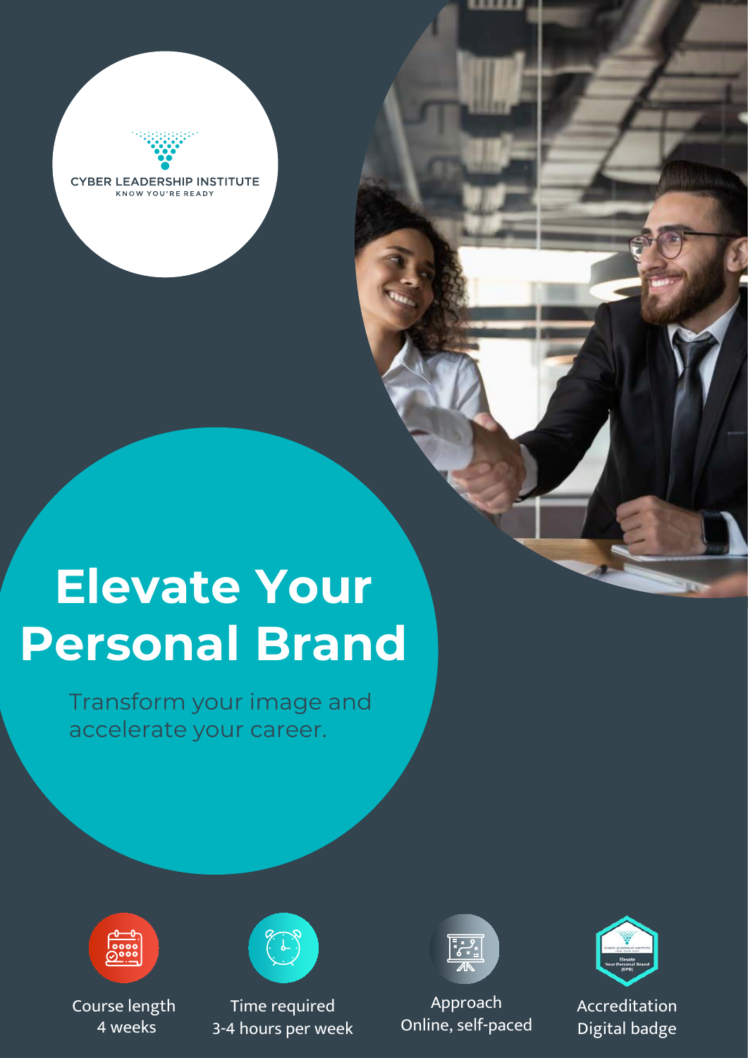CYBER LEADERSHIP INSTITUTE

KNOW YOU'RE READY

# Elevate Your Personal Brand

Transform your image and accelerate your career.

Course length
4 weeks

Time required
3-4 hours per week

Approach
Online, self-paced

Accreditation
Digital badge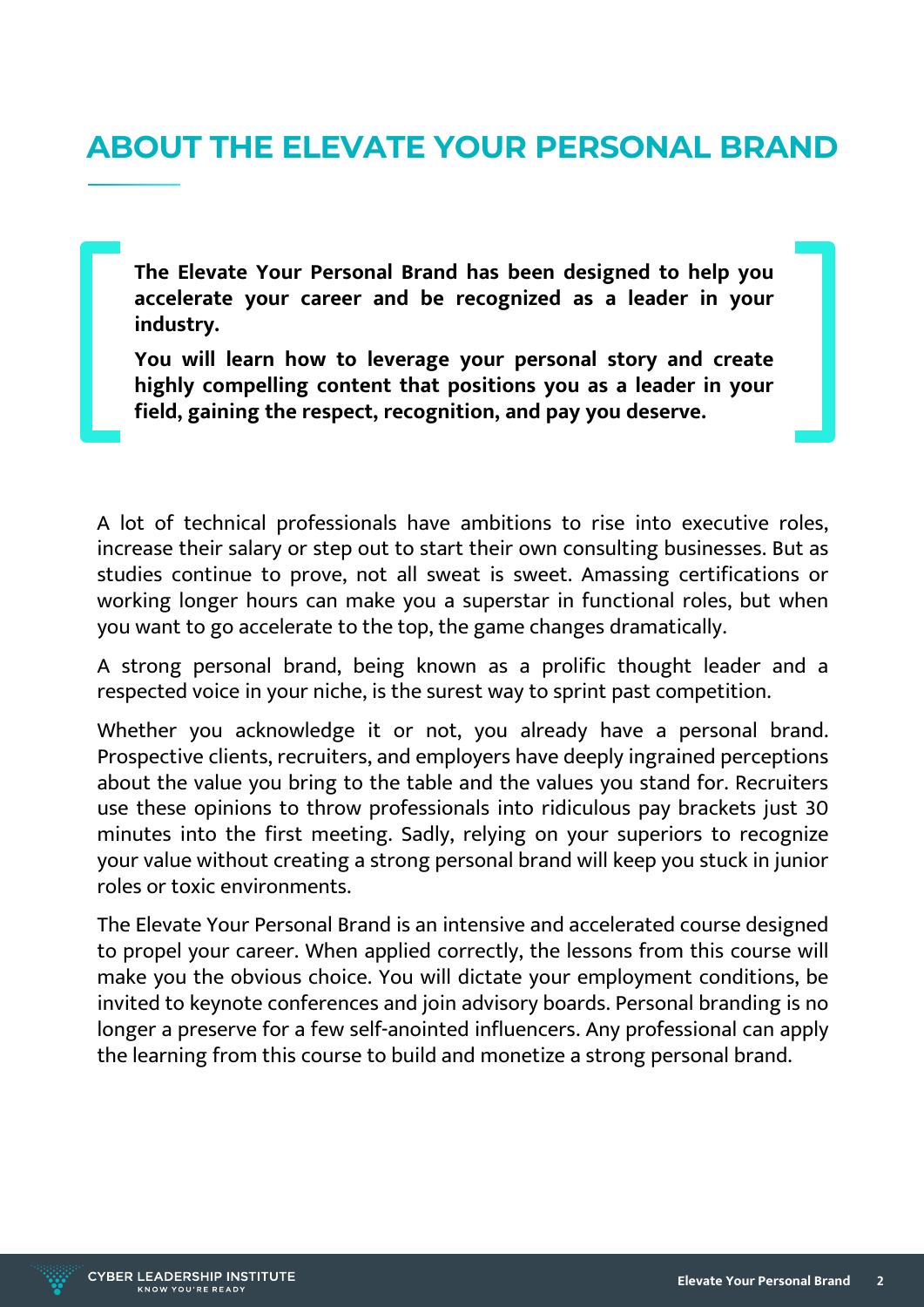# ABOUT THE ELEVATE YOUR PERSONAL BRAND

**The Elevate Your Personal Brand has been designed to help you accelerate your career and be recognized as a leader in your industry.**

**You will learn how to leverage your personal story and create highly compelling content that positions you as a leader in your field, gaining the respect, recognition, and pay you deserve.**

A lot of technical professionals have ambitions to rise into executive roles, increase their salary or step out to start their own consulting businesses. But as studies continue to prove, not all sweat is sweet. Amassing certifications or working longer hours can make you a superstar in functional roles, but when you want to go accelerate to the top, the game changes dramatically.

A strong personal brand, being known as a prolific thought leader and a respected voice in your niche, is the surest way to sprint past competition.

Whether you acknowledge it or not, you already have a personal brand. Prospective clients, recruiters, and employers have deeply ingrained perceptions about the value you bring to the table and the values you stand for. Recruiters use these opinions to throw professionals into ridiculous pay brackets just 30 minutes into the first meeting. Sadly, relying on your superiors to recognize your value without creating a strong personal brand will keep you stuck in junior roles or toxic environments.

The Elevate Your Personal Brand is an intensive and accelerated course designed to propel your career. When applied correctly, the lessons from this course will make you the obvious choice. You will dictate your employment conditions, be invited to keynote conferences and join advisory boards. Personal branding is no longer a preserve for a few self-anointed influencers. Any professional can apply the learning from this course to build and monetize a strong personal brand.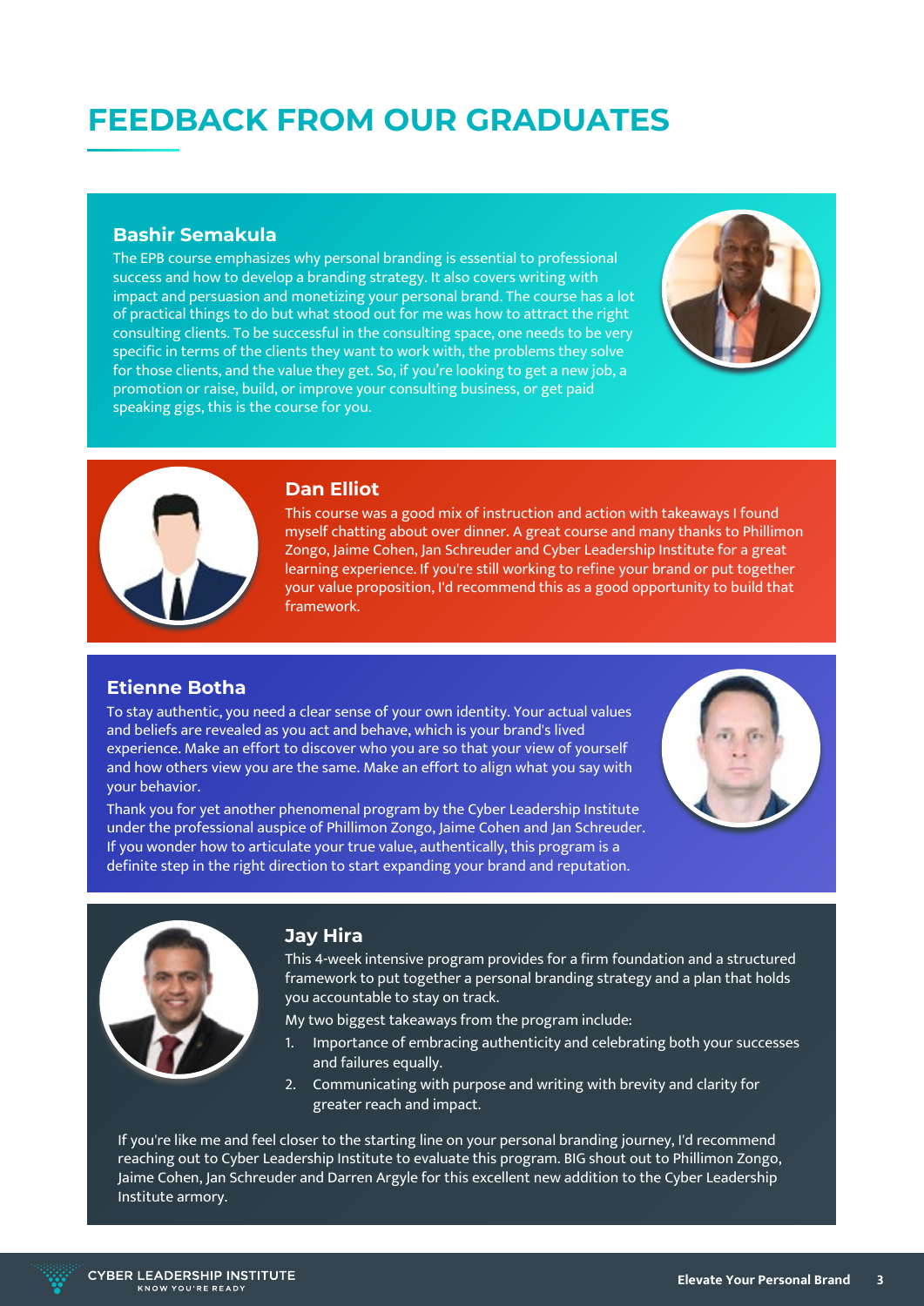# FEEDBACK FROM OUR GRADUATES

## Bashir Semakula

The EPB course emphasizes why personal branding is essential to professional success and how to develop a branding strategy. It also covers writing with impact and persuasion and monetizing your personal brand. The course has a lot of practical things to do but what stood out for me was how to attract the right consulting clients. To be successful in the consulting space, one needs to be very specific in terms of the clients they want to work with, the problems they solve for those clients, and the value they get. So, if you're looking to get a new job, a promotion or raise, build, or improve your consulting business, or get paid speaking gigs, this is the course for you.

## Dan Elliot

This course was a good mix of instruction and action with takeaways I found myself chatting about over dinner. A great course and many thanks to Phillimon Zongo, Jaime Cohen, Jan Schreuder and Cyber Leadership Institute for a great learning experience. If you're still working to refine your brand or put together your value proposition, I'd recommend this as a good opportunity to build that framework.

## Etienne Botha

To stay authentic, you need a clear sense of your own identity. Your actual values and beliefs are revealed as you act and behave, which is your brand's lived experience. Make an effort to discover who you are so that your view of yourself and how others view you are the same. Make an effort to align what you say with your behavior.

Thank you for yet another phenomenal program by the Cyber Leadership Institute under the professional auspice of Phillimon Zongo, Jaime Cohen and Jan Schreuder. If you wonder how to articulate your true value, authentically, this program is a definite step in the right direction to start expanding your brand and reputation.

## Jay Hira

This 4-week intensive program provides for a firm foundation and a structured framework to put together a personal branding strategy and a plan that holds you accountable to stay on track.

My two biggest takeaways from the program include:

1. Importance of embracing authenticity and celebrating both your successes and failures equally.
2. Communicating with purpose and writing with brevity and clarity for greater reach and impact.

If you're like me and feel closer to the starting line on your personal branding journey, I'd recommend reaching out to Cyber Leadership Institute to evaluate this program. BIG shout out to Phillimon Zongo, Jaime Cohen, Jan Schreuder and Darren Argyle for this excellent new addition to the Cyber Leadership Institute armory.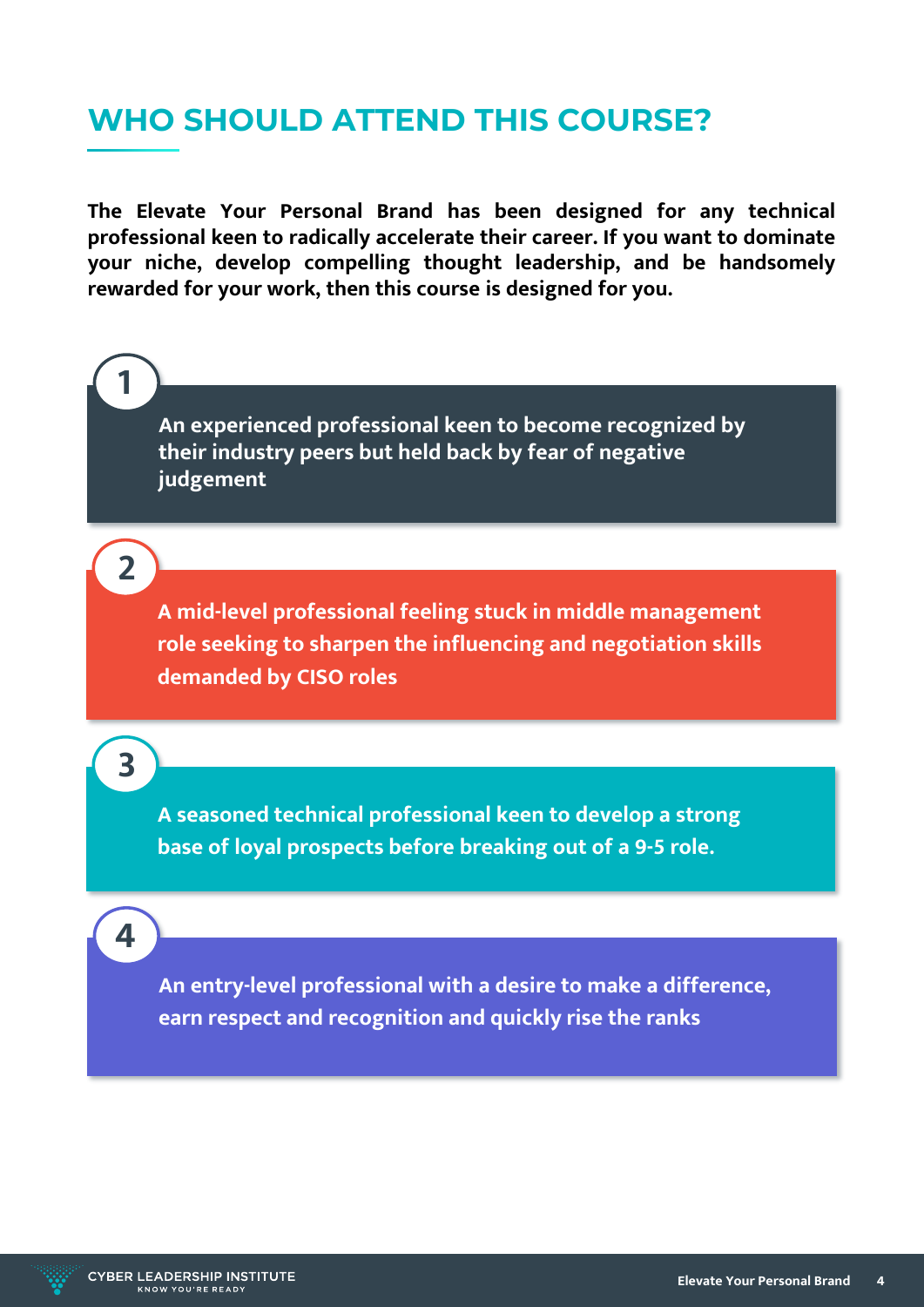# WHO SHOULD ATTEND THIS COURSE?

**The Elevate Your Personal Brand has been designed for any technical professional keen to radically accelerate their career. If you want to dominate your niche, develop compelling thought leadership, and be handsomely rewarded for your work, then this course is designed for you.**

1. **An experienced professional keen to become recognized by their industry peers but held back by fear of negative judgement**

2. **A mid-level professional feeling stuck in middle management role seeking to sharpen the influencing and negotiation skills demanded by CISO roles**

3. **A seasoned technical professional keen to develop a strong base of loyal prospects before breaking out of a 9-5 role.**

4. **An entry-level professional with a desire to make a difference, earn respect and recognition and quickly rise the ranks**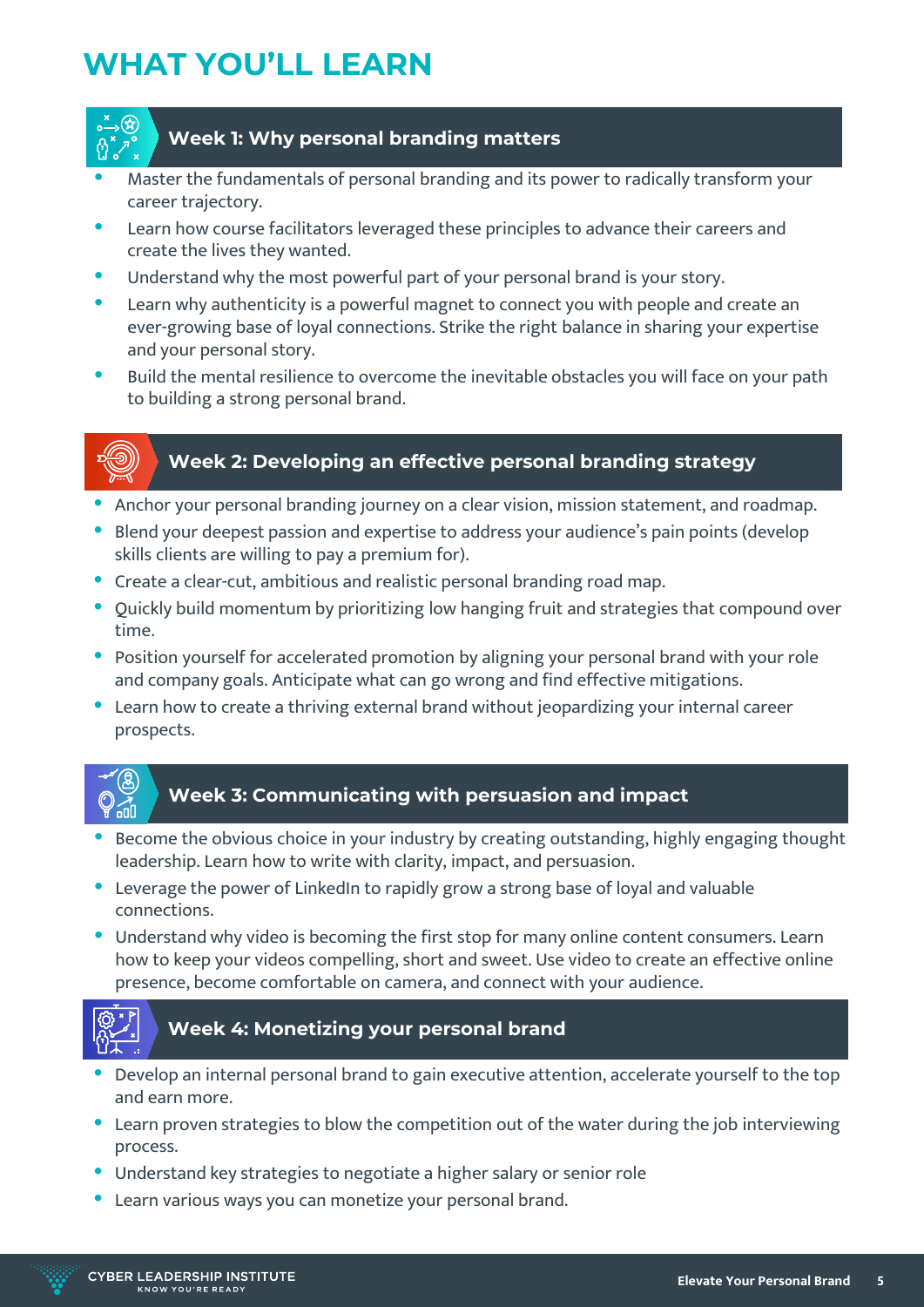# WHAT YOU'LL LEARN

## Week 1: Why personal branding matters

- Master the fundamentals of personal branding and its power to radically transform your career trajectory.
- Learn how course facilitators leveraged these principles to advance their careers and create the lives they wanted.
- Understand why the most powerful part of your personal brand is your story.
- Learn why authenticity is a powerful magnet to connect you with people and create an ever-growing base of loyal connections. Strike the right balance in sharing your expertise and your personal story.
- Build the mental resilience to overcome the inevitable obstacles you will face on your path to building a strong personal brand.

## Week 2: Developing an effective personal branding strategy

- Anchor your personal branding journey on a clear vision, mission statement, and roadmap.
- Blend your deepest passion and expertise to address your audience's pain points (develop skills clients are willing to pay a premium for).
- Create a clear-cut, ambitious and realistic personal branding road map.
- Quickly build momentum by prioritizing low hanging fruit and strategies that compound over time.
- Position yourself for accelerated promotion by aligning your personal brand with your role and company goals. Anticipate what can go wrong and find effective mitigations.
- Learn how to create a thriving external brand without jeopardizing your internal career prospects.

## Week 3: Communicating with persuasion and impact

- Become the obvious choice in your industry by creating outstanding, highly engaging thought leadership. Learn how to write with clarity, impact, and persuasion.
- Leverage the power of LinkedIn to rapidly grow a strong base of loyal and valuable connections.
- Understand why video is becoming the first stop for many online content consumers. Learn how to keep your videos compelling, short and sweet. Use video to create an effective online presence, become comfortable on camera, and connect with your audience.

## Week 4: Monetizing your personal brand

- Develop an internal personal brand to gain executive attention, accelerate yourself to the top and earn more.
- Learn proven strategies to blow the competition out of the water during the job interviewing process.
- Understand key strategies to negotiate a higher salary or senior role
- Learn various ways you can monetize your personal brand.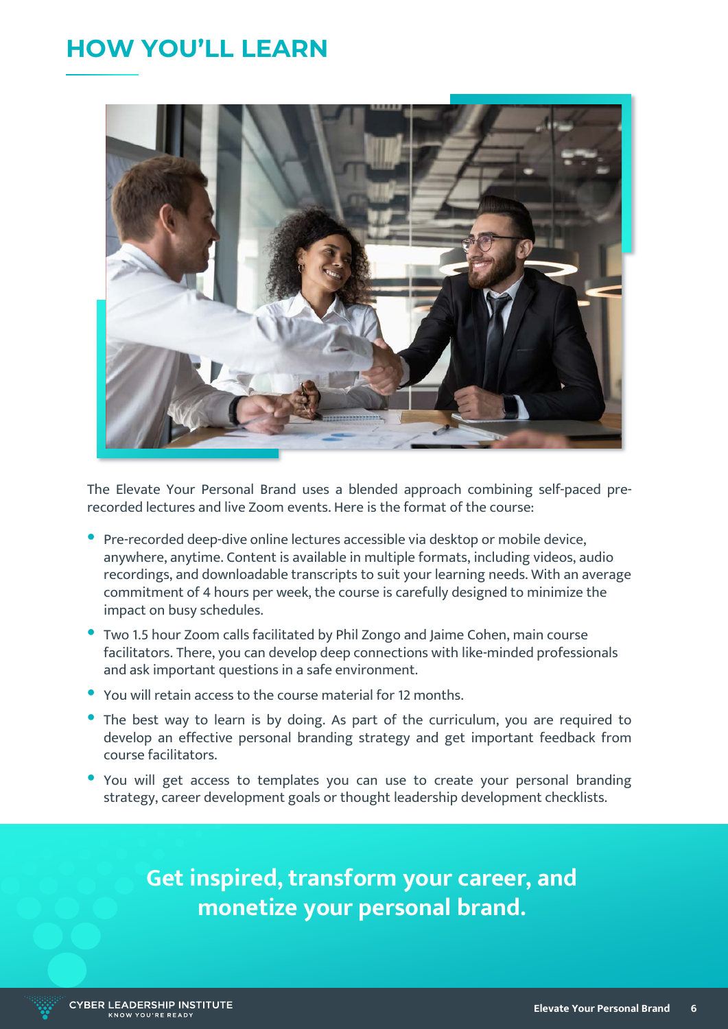# HOW YOU'LL LEARN

The Elevate Your Personal Brand uses a blended approach combining self-paced pre-recorded lectures and live Zoom events. Here is the format of the course:

- Pre-recorded deep-dive online lectures accessible via desktop or mobile device, anywhere, anytime. Content is available in multiple formats, including videos, audio recordings, and downloadable transcripts to suit your learning needs. With an average commitment of 4 hours per week, the course is carefully designed to minimize the impact on busy schedules.
- Two 1.5 hour Zoom calls facilitated by Phil Zongo and Jaime Cohen, main course facilitators. There, you can develop deep connections with like-minded professionals and ask important questions in a safe environment.
- You will retain access to the course material for 12 months.
- The best way to learn is by doing. As part of the curriculum, you are required to develop an effective personal branding strategy and get important feedback from course facilitators.
- You will get access to templates you can use to create your personal branding strategy, career development goals or thought leadership development checklists.

**Get inspired, transform your career, and monetize your personal brand.**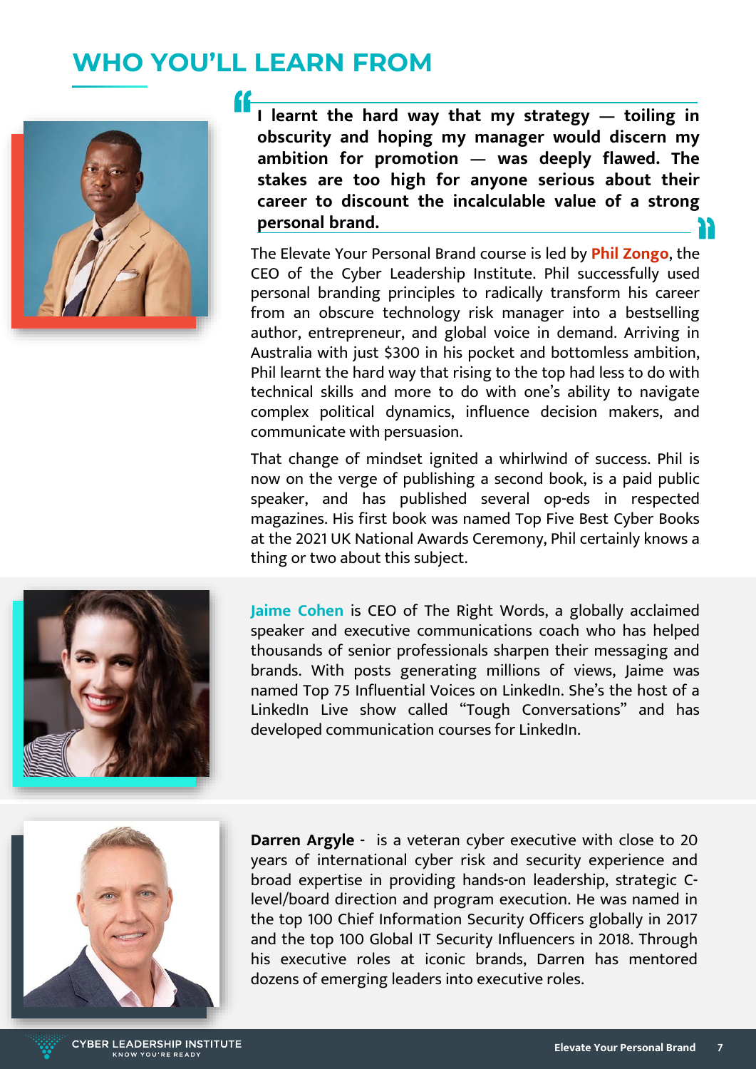## WHO YOU'LL LEARN FROM

> **I learnt the hard way that my strategy — toiling in obscurity and hoping my manager would discern my ambition for promotion — was deeply flawed. The stakes are too high for anyone serious about their career to discount the incalculable value of a strong personal brand.**

The Elevate Your Personal Brand course is led by **Phil Zongo**, the CEO of the Cyber Leadership Institute. Phil successfully used personal branding principles to radically transform his career from an obscure technology risk manager into a bestselling author, entrepreneur, and global voice in demand. Arriving in Australia with just $300 in his pocket and bottomless ambition, Phil learnt the hard way that rising to the top had less to do with technical skills and more to do with one's ability to navigate complex political dynamics, influence decision makers, and communicate with persuasion.

That change of mindset ignited a whirlwind of success. Phil is now on the verge of publishing a second book, is a paid public speaker, and has published several op-eds in respected magazines. His first book was named Top Five Best Cyber Books at the 2021 UK National Awards Ceremony, Phil certainly knows a thing or two about this subject.

**Jaime Cohen** is CEO of The Right Words, a globally acclaimed speaker and executive communications coach who has helped thousands of senior professionals sharpen their messaging and brands. With posts generating millions of views, Jaime was named Top 75 Influential Voices on LinkedIn. She's the host of a LinkedIn Live show called "Tough Conversations" and has developed communication courses for LinkedIn.

**Darren Argyle** - is a veteran cyber executive with close to 20 years of international cyber risk and security experience and broad expertise in providing hands-on leadership, strategic C-level/board direction and program execution. He was named in the top 100 Chief Information Security Officers globally in 2017 and the top 100 Global IT Security Influencers in 2018. Through his executive roles at iconic brands, Darren has mentored dozens of emerging leaders into executive roles.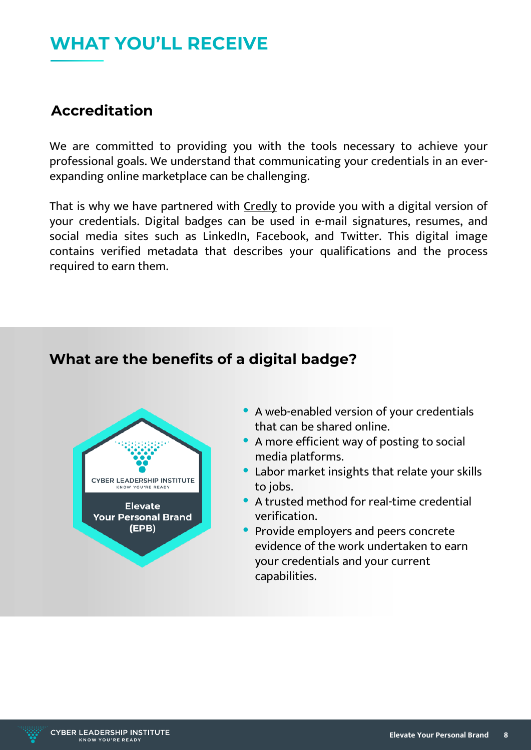# WHAT YOU'LL RECEIVE

## Accreditation

We are committed to providing you with the tools necessary to achieve your professional goals. We understand that communicating your credentials in an ever-expanding online marketplace can be challenging.

That is why we have partnered with Credly to provide you with a digital version of your credentials. Digital badges can be used in e-mail signatures, resumes, and social media sites such as LinkedIn, Facebook, and Twitter. This digital image contains verified metadata that describes your qualifications and the process required to earn them.

## What are the benefits of a digital badge?

CYBER LEADERSHIP INSTITUTE
KNOW YOU'RE READY

Elevate Your Personal Brand (EPB)

- A web-enabled version of your credentials that can be shared online.
- A more efficient way of posting to social media platforms.
- Labor market insights that relate your skills to jobs.
- A trusted method for real-time credential verification.
- Provide employers and peers concrete evidence of the work undertaken to earn your credentials and your current capabilities.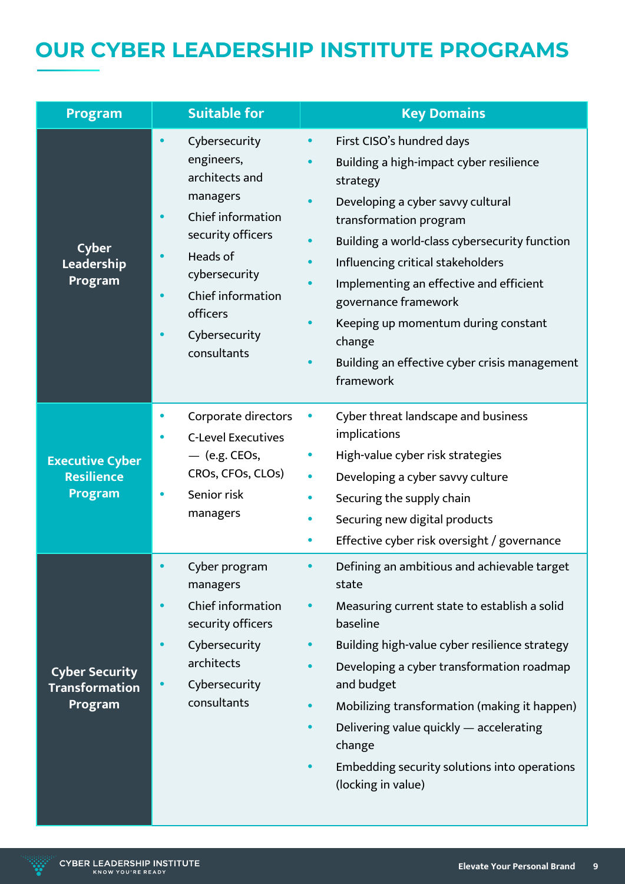# OUR CYBER LEADERSHIP INSTITUTE PROGRAMS

| Program | Suitable for | Key Domains |
|---|---|---|
| **Cyber Leadership Program** | • Cybersecurity engineers, architects and managers<br>• Chief information security officers<br>• Heads of cybersecurity<br>• Chief information officers<br>• Cybersecurity consultants | • First CISO's hundred days<br>• Building a high-impact cyber resilience strategy<br>• Developing a cyber savvy cultural transformation program<br>• Building a world-class cybersecurity function<br>• Influencing critical stakeholders<br>• Implementing an effective and efficient governance framework<br>• Keeping up momentum during constant change<br>• Building an effective cyber crisis management framework |
| **Executive Cyber Resilience Program** | • Corporate directors<br>• C-Level Executives — (e.g. CEOs, CROs, CFOs, CLOs)<br>• Senior risk managers | • Cyber threat landscape and business implications<br>• High-value cyber risk strategies<br>• Developing a cyber savvy culture<br>• Securing the supply chain<br>• Securing new digital products<br>• Effective cyber risk oversight / governance |
| **Cyber Security Transformation Program** | • Cyber program managers<br>• Chief information security officers<br>• Cybersecurity architects<br>• Cybersecurity consultants | • Defining an ambitious and achievable target state<br>• Measuring current state to establish a solid baseline<br>• Building high-value cyber resilience strategy<br>• Developing a cyber transformation roadmap and budget<br>• Mobilizing transformation (making it happen)<br>• Delivering value quickly — accelerating change<br>• Embedding security solutions into operations (locking in value) |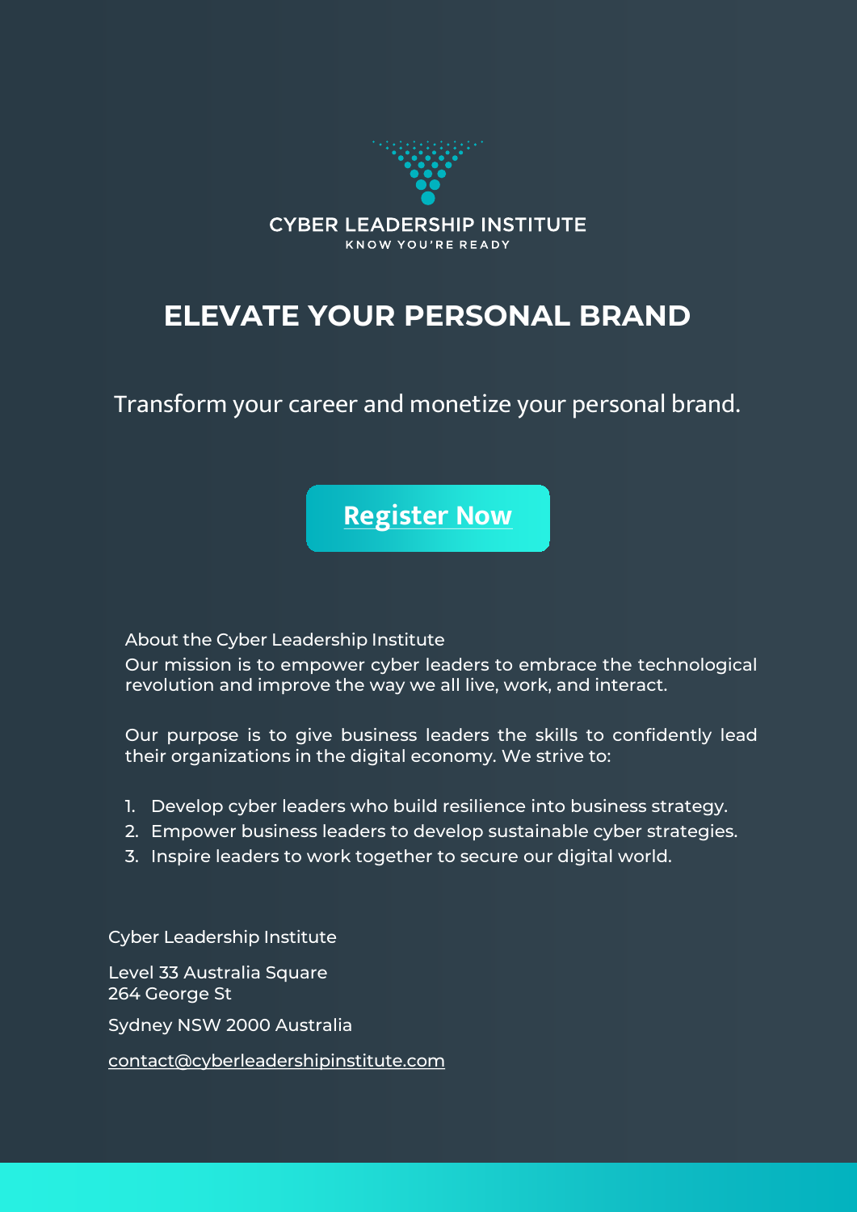CYBER LEADERSHIP INSTITUTE

KNOW YOU'RE READY

# ELEVATE YOUR PERSONAL BRAND

Transform your career and monetize your personal brand.

**Register Now**

About the Cyber Leadership Institute

Our mission is to empower cyber leaders to embrace the technological revolution and improve the way we all live, work, and interact.

Our purpose is to give business leaders the skills to confidently lead their organizations in the digital economy. We strive to:

1. Develop cyber leaders who build resilience into business strategy.
2. Empower business leaders to develop sustainable cyber strategies.
3. Inspire leaders to work together to secure our digital world.

Cyber Leadership Institute

Level 33 Australia Square
264 George St

Sydney NSW 2000 Australia

contact@cyberleadershipinstitute.com